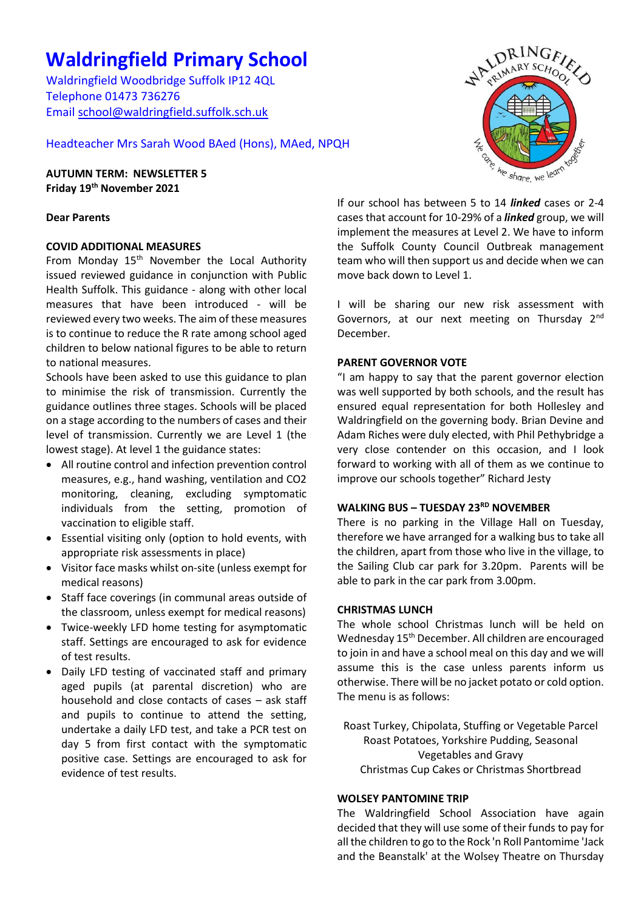# Waldringfield Primary School

Waldringfield Woodbridge Suffolk IP12 4QL
Telephone 01473 736276
Email school@waldringfield.suffolk.sch.uk

Headteacher Mrs Sarah Wood BAed (Hons), MAed, NPQH

**AUTUMN TERM: NEWSLETTER 5**
**Friday 19th November 2021**

**Dear Parents**

**COVID ADDITIONAL MEASURES**

From Monday 15th November the Local Authority issued reviewed guidance in conjunction with Public Health Suffolk. This guidance - along with other local measures that have been introduced - will be reviewed every two weeks. The aim of these measures is to continue to reduce the R rate among school aged children to below national figures to be able to return to national measures.

Schools have been asked to use this guidance to plan to minimise the risk of transmission. Currently the guidance outlines three stages. Schools will be placed on a stage according to the numbers of cases and their level of transmission. Currently we are Level 1 (the lowest stage). At level 1 the guidance states:

- All routine control and infection prevention control measures, e.g., hand washing, ventilation and CO2 monitoring, cleaning, excluding symptomatic individuals from the setting, promotion of vaccination to eligible staff.
- Essential visiting only (option to hold events, with appropriate risk assessments in place)
- Visitor face masks whilst on-site (unless exempt for medical reasons)
- Staff face coverings (in communal areas outside of the classroom, unless exempt for medical reasons)
- Twice-weekly LFD home testing for asymptomatic staff. Settings are encouraged to ask for evidence of test results.
- Daily LFD testing of vaccinated staff and primary aged pupils (at parental discretion) who are household and close contacts of cases – ask staff and pupils to continue to attend the setting, undertake a daily LFD test, and take a PCR test on day 5 from first contact with the symptomatic positive case. Settings are encouraged to ask for evidence of test results.

If our school has between 5 to 14 ***linked*** cases or 2-4 cases that account for 10-29% of a ***linked*** group, we will implement the measures at Level 2. We have to inform the Suffolk County Council Outbreak management team who will then support us and decide when we can move back down to Level 1.

I will be sharing our new risk assessment with Governors, at our next meeting on Thursday 2nd December.

**PARENT GOVERNOR VOTE**

"I am happy to say that the parent governor election was well supported by both schools, and the result has ensured equal representation for both Hollesley and Waldringfield on the governing body. Brian Devine and Adam Riches were duly elected, with Phil Pethybridge a very close contender on this occasion, and I look forward to working with all of them as we continue to improve our schools together" Richard Jesty

**WALKING BUS – TUESDAY 23RD NOVEMBER**

There is no parking in the Village Hall on Tuesday, therefore we have arranged for a walking bus to take all the children, apart from those who live in the village, to the Sailing Club car park for 3.20pm. Parents will be able to park in the car park from 3.00pm.

**CHRISTMAS LUNCH**

The whole school Christmas lunch will be held on Wednesday 15th December. All children are encouraged to join in and have a school meal on this day and we will assume this is the case unless parents inform us otherwise. There will be no jacket potato or cold option. The menu is as follows:

Roast Turkey, Chipolata, Stuffing or Vegetable Parcel
Roast Potatoes, Yorkshire Pudding, Seasonal Vegetables and Gravy
Christmas Cup Cakes or Christmas Shortbread

**WOLSEY PANTOMINE TRIP**

The Waldringfield School Association have again decided that they will use some of their funds to pay for all the children to go to the Rock 'n Roll Pantomime 'Jack and the Beanstalk' at the Wolsey Theatre on Thursday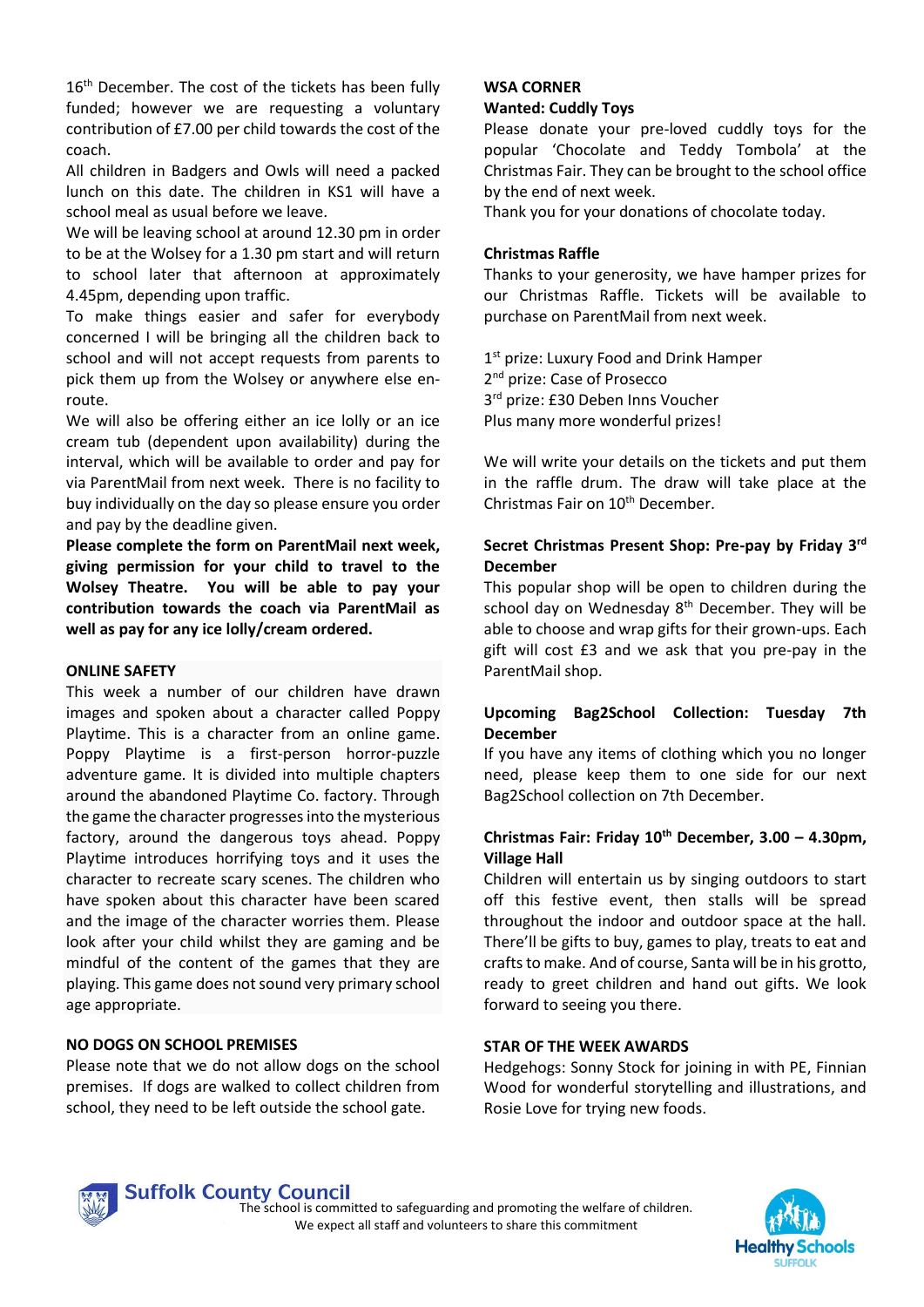16th December. The cost of the tickets has been fully funded; however we are requesting a voluntary contribution of £7.00 per child towards the cost of the coach.

All children in Badgers and Owls will need a packed lunch on this date. The children in KS1 will have a school meal as usual before we leave.

We will be leaving school at around 12.30 pm in order to be at the Wolsey for a 1.30 pm start and will return to school later that afternoon at approximately 4.45pm, depending upon traffic.

To make things easier and safer for everybody concerned I will be bringing all the children back to school and will not accept requests from parents to pick them up from the Wolsey or anywhere else en-route.

We will also be offering either an ice lolly or an ice cream tub (dependent upon availability) during the interval, which will be available to order and pay for via ParentMail from next week. There is no facility to buy individually on the day so please ensure you order and pay by the deadline given.

**Please complete the form on ParentMail next week, giving permission for your child to travel to the Wolsey Theatre. You will be able to pay your contribution towards the coach via ParentMail as well as pay for any ice lolly/cream ordered.**

**ONLINE SAFETY**

This week a number of our children have drawn images and spoken about a character called Poppy Playtime. This is a character from an online game. Poppy Playtime is a first-person horror-puzzle adventure game. It is divided into multiple chapters around the abandoned Playtime Co. factory. Through the game the character progresses into the mysterious factory, around the dangerous toys ahead. Poppy Playtime introduces horrifying toys and it uses the character to recreate scary scenes. The children who have spoken about this character have been scared and the image of the character worries them. Please look after your child whilst they are gaming and be mindful of the content of the games that they are playing. This game does not sound very primary school age appropriate.

**NO DOGS ON SCHOOL PREMISES**

Please note that we do not allow dogs on the school premises. If dogs are walked to collect children from school, they need to be left outside the school gate.

**WSA CORNER**

**Wanted: Cuddly Toys**

Please donate your pre-loved cuddly toys for the popular 'Chocolate and Teddy Tombola' at the Christmas Fair. They can be brought to the school office by the end of next week.

Thank you for your donations of chocolate today.

**Christmas Raffle**

Thanks to your generosity, we have hamper prizes for our Christmas Raffle. Tickets will be available to purchase on ParentMail from next week.

1st prize: Luxury Food and Drink Hamper
2nd prize: Case of Prosecco
3rd prize: £30 Deben Inns Voucher
Plus many more wonderful prizes!

We will write your details on the tickets and put them in the raffle drum. The draw will take place at the Christmas Fair on 10th December.

**Secret Christmas Present Shop: Pre-pay by Friday 3rd December**

This popular shop will be open to children during the school day on Wednesday 8th December. They will be able to choose and wrap gifts for their grown-ups. Each gift will cost £3 and we ask that you pre-pay in the ParentMail shop.

**Upcoming Bag2School Collection: Tuesday 7th December**

If you have any items of clothing which you no longer need, please keep them to one side for our next Bag2School collection on 7th December.

**Christmas Fair: Friday 10th December, 3.00 – 4.30pm, Village Hall**

Children will entertain us by singing outdoors to start off this festive event, then stalls will be spread throughout the indoor and outdoor space at the hall. There'll be gifts to buy, games to play, treats to eat and crafts to make. And of course, Santa will be in his grotto, ready to greet children and hand out gifts. We look forward to seeing you there.

**STAR OF THE WEEK AWARDS**

Hedgehogs: Sonny Stock for joining in with PE, Finnian Wood for wonderful storytelling and illustrations, and Rosie Love for trying new foods.

The school is committed to safeguarding and promoting the welfare of children. We expect all staff and volunteers to share this commitment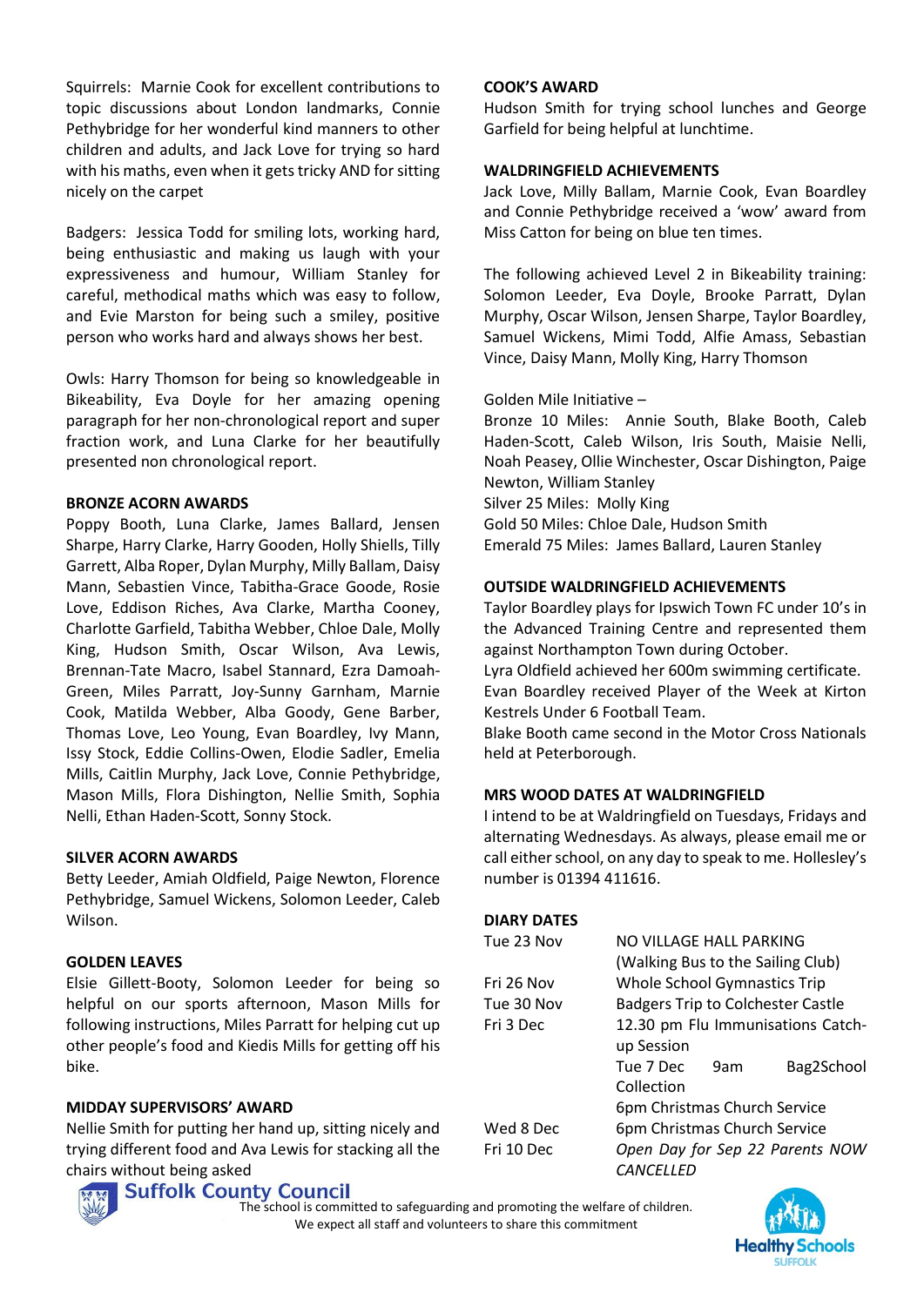Squirrels: Marnie Cook for excellent contributions to topic discussions about London landmarks, Connie Pethybridge for her wonderful kind manners to other children and adults, and Jack Love for trying so hard with his maths, even when it gets tricky AND for sitting nicely on the carpet

Badgers: Jessica Todd for smiling lots, working hard, being enthusiastic and making us laugh with your expressiveness and humour, William Stanley for careful, methodical maths which was easy to follow, and Evie Marston for being such a smiley, positive person who works hard and always shows her best.

Owls: Harry Thomson for being so knowledgeable in Bikeability, Eva Doyle for her amazing opening paragraph for her non-chronological report and super fraction work, and Luna Clarke for her beautifully presented non chronological report.

**BRONZE ACORN AWARDS**

Poppy Booth, Luna Clarke, James Ballard, Jensen Sharpe, Harry Clarke, Harry Gooden, Holly Shiells, Tilly Garrett, Alba Roper, Dylan Murphy, Milly Ballam, Daisy Mann, Sebastien Vince, Tabitha-Grace Goode, Rosie Love, Eddison Riches, Ava Clarke, Martha Cooney, Charlotte Garfield, Tabitha Webber, Chloe Dale, Molly King, Hudson Smith, Oscar Wilson, Ava Lewis, Brennan-Tate Macro, Isabel Stannard, Ezra Damoah-Green, Miles Parratt, Joy-Sunny Garnham, Marnie Cook, Matilda Webber, Alba Goody, Gene Barber, Thomas Love, Leo Young, Evan Boardley, Ivy Mann, Issy Stock, Eddie Collins-Owen, Elodie Sadler, Emelia Mills, Caitlin Murphy, Jack Love, Connie Pethybridge, Mason Mills, Flora Dishington, Nellie Smith, Sophia Nelli, Ethan Haden-Scott, Sonny Stock.

**SILVER ACORN AWARDS**

Betty Leeder, Amiah Oldfield, Paige Newton, Florence Pethybridge, Samuel Wickens, Solomon Leeder, Caleb Wilson.

**GOLDEN LEAVES**

Elsie Gillett-Booty, Solomon Leeder for being so helpful on our sports afternoon, Mason Mills for following instructions, Miles Parratt for helping cut up other people's food and Kiedis Mills for getting off his bike.

**MIDDAY SUPERVISORS' AWARD**

Nellie Smith for putting her hand up, sitting nicely and trying different food and Ava Lewis for stacking all the chairs without being asked

**COOK'S AWARD**

Hudson Smith for trying school lunches and George Garfield for being helpful at lunchtime.

**WALDRINGFIELD ACHIEVEMENTS**

Jack Love, Milly Ballam, Marnie Cook, Evan Boardley and Connie Pethybridge received a 'wow' award from Miss Catton for being on blue ten times.

The following achieved Level 2 in Bikeability training: Solomon Leeder, Eva Doyle, Brooke Parratt, Dylan Murphy, Oscar Wilson, Jensen Sharpe, Taylor Boardley, Samuel Wickens, Mimi Todd, Alfie Amass, Sebastian Vince, Daisy Mann, Molly King, Harry Thomson

Golden Mile Initiative –
Bronze 10 Miles: Annie South, Blake Booth, Caleb Haden-Scott, Caleb Wilson, Iris South, Maisie Nelli, Noah Peasey, Ollie Winchester, Oscar Dishington, Paige Newton, William Stanley
Silver 25 Miles: Molly King
Gold 50 Miles: Chloe Dale, Hudson Smith
Emerald 75 Miles: James Ballard, Lauren Stanley

**OUTSIDE WALDRINGFIELD ACHIEVEMENTS**

Taylor Boardley plays for Ipswich Town FC under 10's in the Advanced Training Centre and represented them against Northampton Town during October.
Lyra Oldfield achieved her 600m swimming certificate.
Evan Boardley received Player of the Week at Kirton Kestrels Under 6 Football Team.
Blake Booth came second in the Motor Cross Nationals held at Peterborough.

**MRS WOOD DATES AT WALDRINGFIELD**

I intend to be at Waldringfield on Tuesdays, Fridays and alternating Wednesdays. As always, please email me or call either school, on any day to speak to me. Hollesley's number is 01394 411616.

**DIARY DATES**

| | |
|---|---|
| Tue 23 Nov | NO VILLAGE HALL PARKING (Walking Bus to the Sailing Club) |
| Fri 26 Nov | Whole School Gymnastics Trip |
| Tue 30 Nov | Badgers Trip to Colchester Castle |
| Fri 3 Dec | 12.30 pm Flu Immunisations Catch-up Session |
| Tue 7 Dec | 9am Bag2School Collection |
| | 6pm Christmas Church Service |
| Wed 8 Dec | 6pm Christmas Church Service |
| Fri 10 Dec | *Open Day for Sep 22 Parents NOW CANCELLED* |

Suffolk County Council

The school is committed to safeguarding and promoting the welfare of children. We expect all staff and volunteers to share this commitment

Healthy Schools SUFFOLK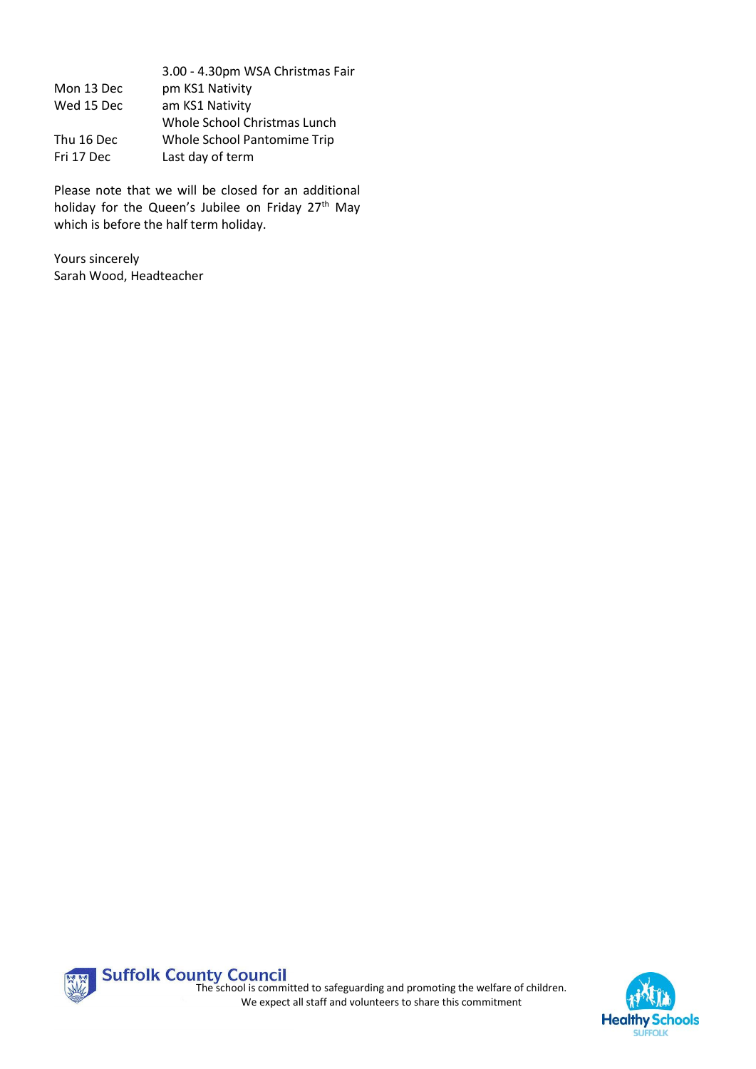| | |
|---|---|
| | 3.00 - 4.30pm WSA Christmas Fair |
| Mon 13 Dec | pm KS1 Nativity |
| Wed 15 Dec | am KS1 Nativity |
| | Whole School Christmas Lunch |
| Thu 16 Dec | Whole School Pantomime Trip |
| Fri 17 Dec | Last day of term |

Please note that we will be closed for an additional holiday for the Queen's Jubilee on Friday 27th May which is before the half term holiday.

Yours sincerely
Sarah Wood, Headteacher

Suffolk County Council

The school is committed to safeguarding and promoting the welfare of children.
We expect all staff and volunteers to share this commitment

Healthy Schools
SUFFOLK